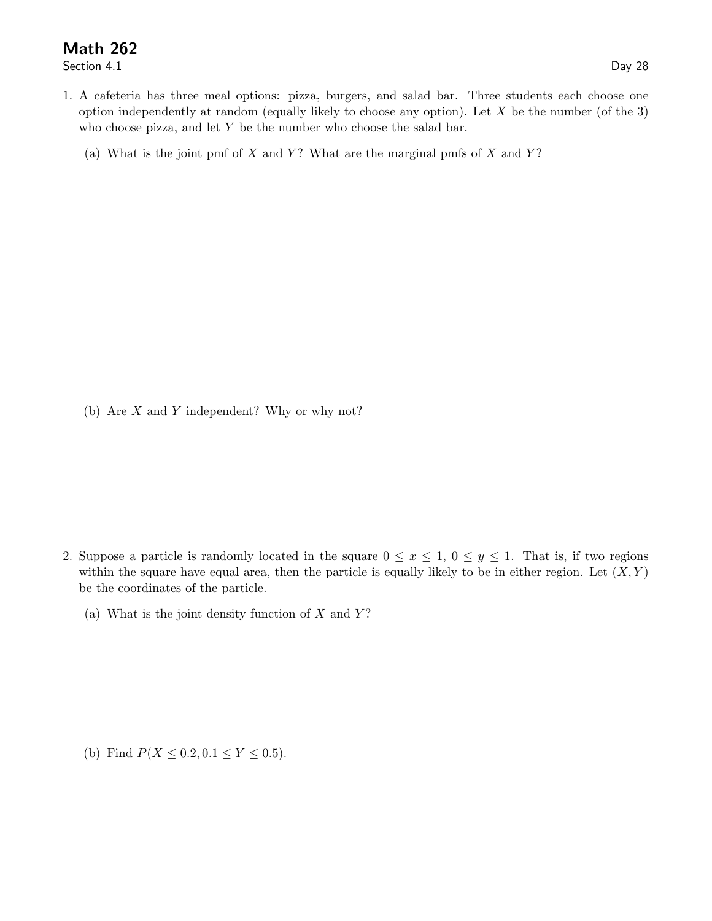# Math 262

Section 4.1

Day 28

1. A cafeteria has three meal options: pizza, burgers, and salad bar. Three students each choose one option independently at random (equally likely to choose any option). Let $X$ be the number (of the 3) who choose pizza, and let $Y$ be the number who choose the salad bar.

   (a) What is the joint pmf of $X$ and $Y$? What are the marginal pmfs of $X$ and $Y$?

   (b) Are $X$ and $Y$ independent? Why or why not?

2. Suppose a particle is randomly located in the square $0 \leq x \leq 1$, $0 \leq y \leq 1$. That is, if two regions within the square have equal area, then the particle is equally likely to be in either region. Let $(X, Y)$ be the coordinates of the particle.

   (a) What is the joint density function of $X$ and $Y$?

   (b) Find $P(X \leq 0.2, 0.1 \leq Y \leq 0.5)$.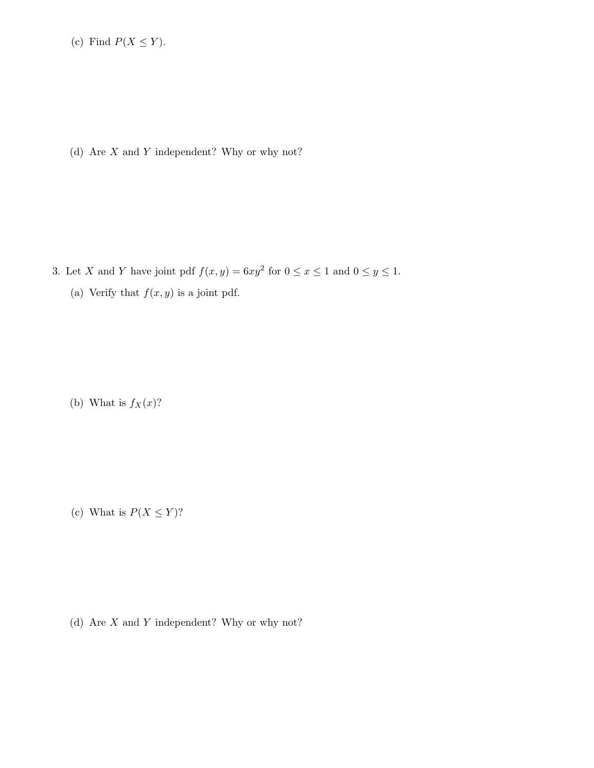(c) Find $P(X \leq Y)$.

(d) Are $X$ and $Y$ independent? Why or why not?

3. Let $X$ and $Y$ have joint pdf $f(x, y) = 6xy^2$ for $0 \leq x \leq 1$ and $0 \leq y \leq 1$.

   (a) Verify that $f(x, y)$ is a joint pdf.

   (b) What is $f_X(x)$?

   (c) What is $P(X \leq Y)$?

   (d) Are $X$ and $Y$ independent? Why or why not?